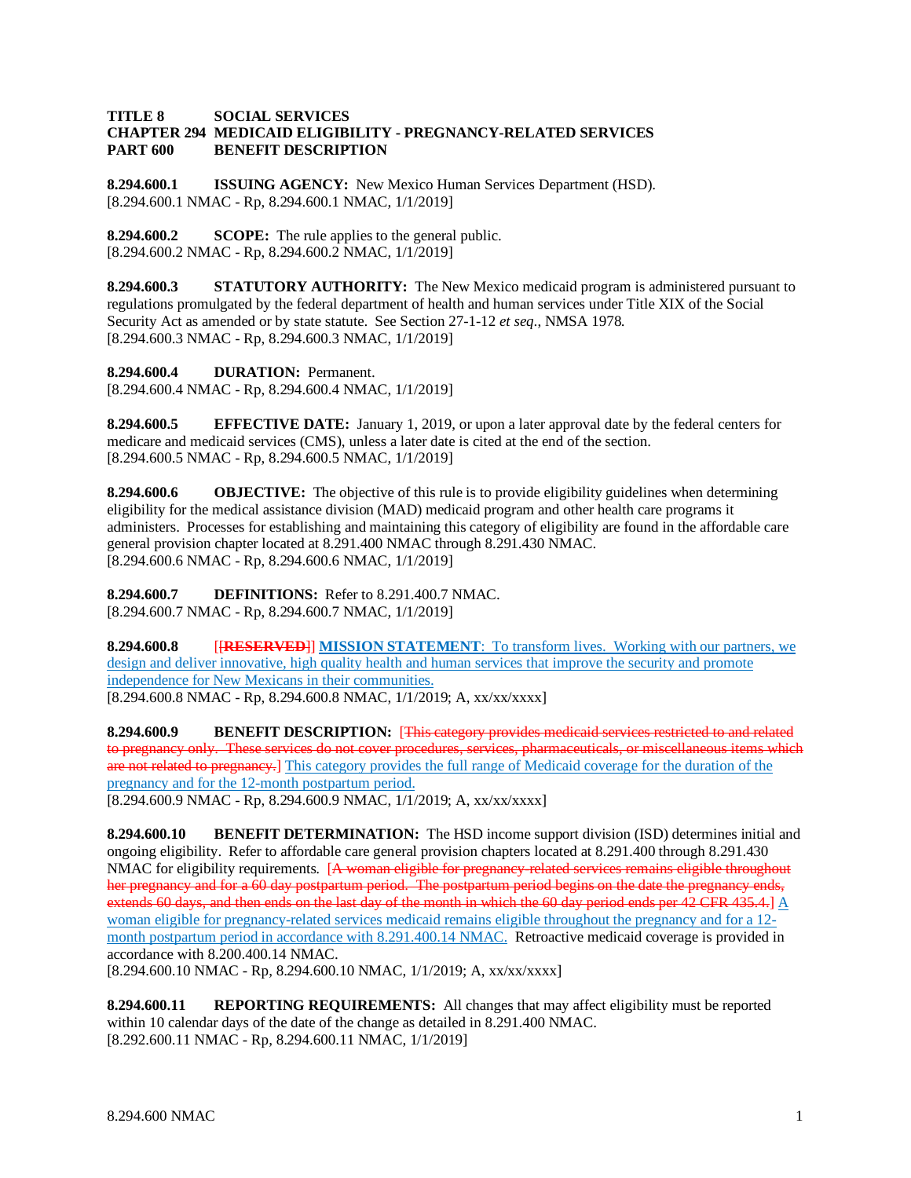**TITLE 8 SOCIAL SERVICES**
**CHAPTER 294 MEDICAID ELIGIBILITY - PREGNANCY-RELATED SERVICES**
**PART 600 BENEFIT DESCRIPTION**

**8.294.600.1 ISSUING AGENCY:** New Mexico Human Services Department (HSD).
[8.294.600.1 NMAC - Rp, 8.294.600.1 NMAC, 1/1/2019]

**8.294.600.2 SCOPE:** The rule applies to the general public.
[8.294.600.2 NMAC - Rp, 8.294.600.2 NMAC, 1/1/2019]

**8.294.600.3 STATUTORY AUTHORITY:** The New Mexico medicaid program is administered pursuant to regulations promulgated by the federal department of health and human services under Title XIX of the Social Security Act as amended or by state statute. See Section 27-1-12 *et seq*., NMSA 1978.
[8.294.600.3 NMAC - Rp, 8.294.600.3 NMAC, 1/1/2019]

**8.294.600.4 DURATION:** Permanent.
[8.294.600.4 NMAC - Rp, 8.294.600.4 NMAC, 1/1/2019]

**8.294.600.5 EFFECTIVE DATE:** January 1, 2019, or upon a later approval date by the federal centers for medicare and medicaid services (CMS), unless a later date is cited at the end of the section.
[8.294.600.5 NMAC - Rp, 8.294.600.5 NMAC, 1/1/2019]

**8.294.600.6 OBJECTIVE:** The objective of this rule is to provide eligibility guidelines when determining eligibility for the medical assistance division (MAD) medicaid program and other health care programs it administers. Processes for establishing and maintaining this category of eligibility are found in the affordable care general provision chapter located at 8.291.400 NMAC through 8.291.430 NMAC.
[8.294.600.6 NMAC - Rp, 8.294.600.6 NMAC, 1/1/2019]

**8.294.600.7 DEFINITIONS:** Refer to 8.291.400.7 NMAC.
[8.294.600.7 NMAC - Rp, 8.294.600.7 NMAC, 1/1/2019]

**8.294.600.8** [~~[**RESERVED**]~~] **MISSION STATEMENT**: To transform lives. Working with our partners, we design and deliver innovative, high quality health and human services that improve the security and promote independence for New Mexicans in their communities.
[8.294.600.8 NMAC - Rp, 8.294.600.8 NMAC, 1/1/2019; A, xx/xx/xxxx]

**8.294.600.9 BENEFIT DESCRIPTION:** [~~This category provides medicaid services restricted to and related to pregnancy only. These services do not cover procedures, services, pharmaceuticals, or miscellaneous items which are not related to pregnancy.~~] This category provides the full range of Medicaid coverage for the duration of the pregnancy and for the 12-month postpartum period.
[8.294.600.9 NMAC - Rp, 8.294.600.9 NMAC, 1/1/2019; A, xx/xx/xxxx]

**8.294.600.10 BENEFIT DETERMINATION:** The HSD income support division (ISD) determines initial and ongoing eligibility. Refer to affordable care general provision chapters located at 8.291.400 through 8.291.430 NMAC for eligibility requirements. [~~A woman eligible for pregnancy-related services remains eligible throughout her pregnancy and for a 60 day postpartum period. The postpartum period begins on the date the pregnancy ends, extends 60 days, and then ends on the last day of the month in which the 60 day period ends per 42 CFR 435.4.~~] A woman eligible for pregnancy-related services medicaid remains eligible throughout the pregnancy and for a 12-month postpartum period in accordance with 8.291.400.14 NMAC. Retroactive medicaid coverage is provided in accordance with 8.200.400.14 NMAC.
[8.294.600.10 NMAC - Rp, 8.294.600.10 NMAC, 1/1/2019; A, xx/xx/xxxx]

**8.294.600.11 REPORTING REQUIREMENTS:** All changes that may affect eligibility must be reported within 10 calendar days of the date of the change as detailed in 8.291.400 NMAC.
[8.292.600.11 NMAC - Rp, 8.294.600.11 NMAC, 1/1/2019]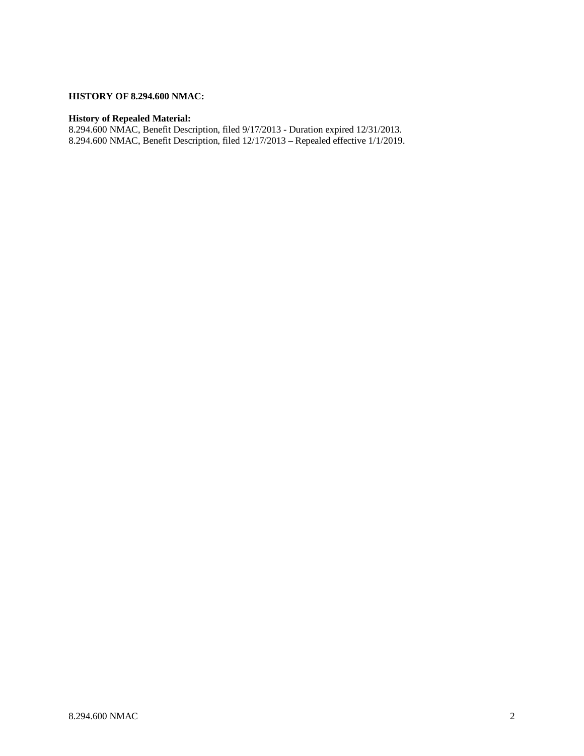**HISTORY OF 8.294.600 NMAC:**

**History of Repealed Material:**

8.294.600 NMAC, Benefit Description, filed 9/17/2013 - Duration expired 12/31/2013.
8.294.600 NMAC, Benefit Description, filed 12/17/2013 – Repealed effective 1/1/2019.